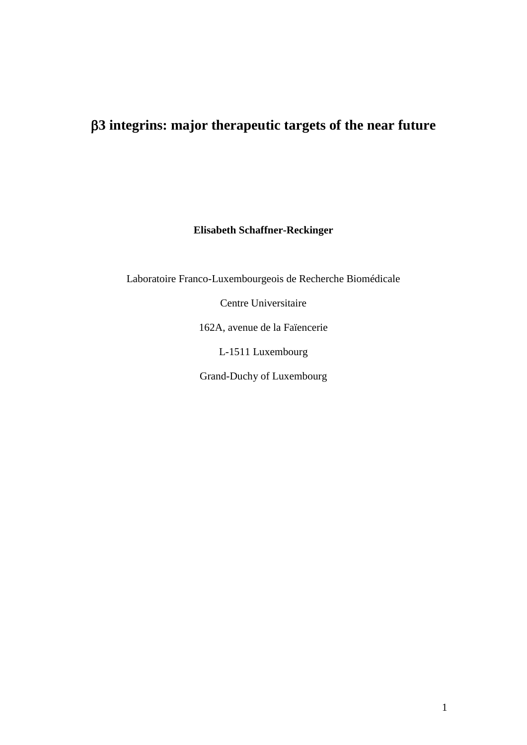# β3 integrins: major therapeutic targets of the near future

**Elisabeth Schaffner-Reckinger**

Laboratoire Franco-Luxembourgeois de Recherche Biomédicale

Centre Universitaire

162A, avenue de la Faïencerie

L-1511 Luxembourg

Grand-Duchy of Luxembourg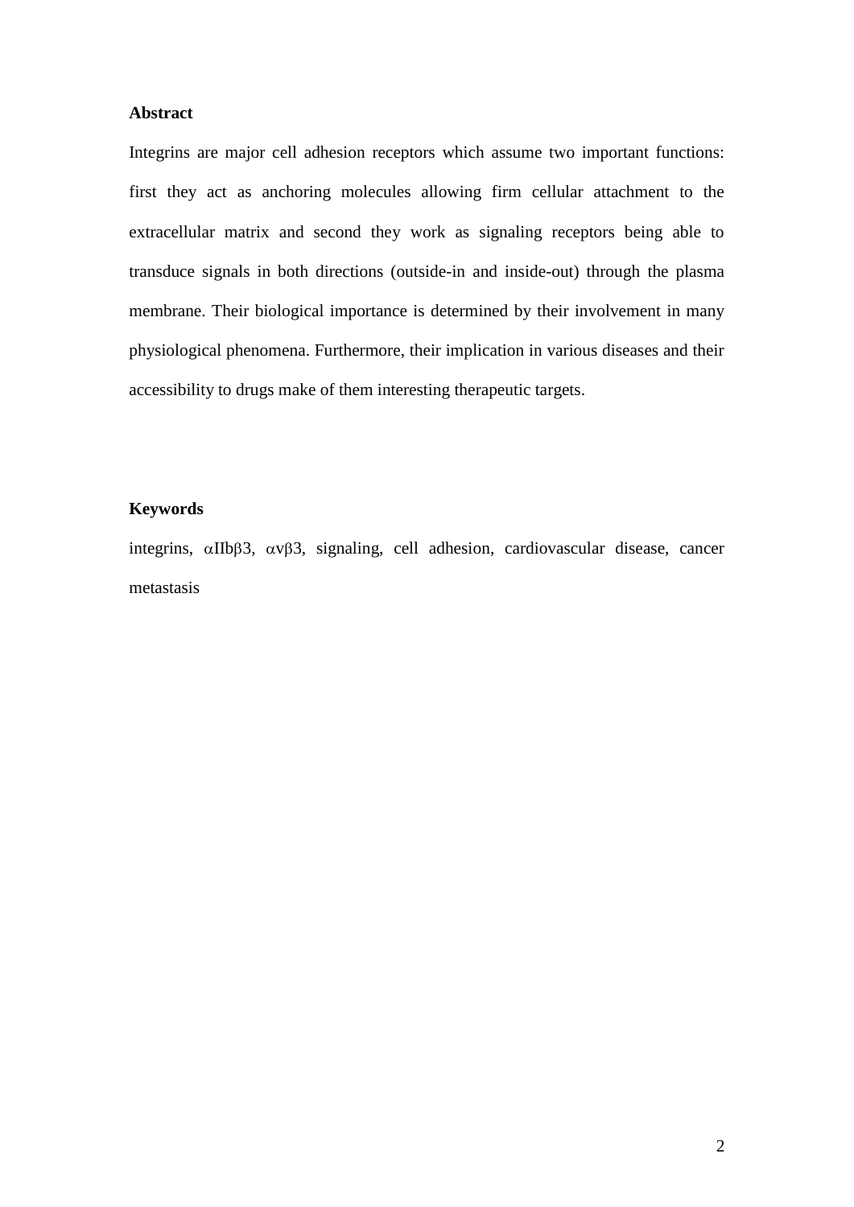## Abstract

Integrins are major cell adhesion receptors which assume two important functions: first they act as anchoring molecules allowing firm cellular attachment to the extracellular matrix and second they work as signaling receptors being able to transduce signals in both directions (outside-in and inside-out) through the plasma membrane. Their biological importance is determined by their involvement in many physiological phenomena. Furthermore, their implication in various diseases and their accessibility to drugs make of them interesting therapeutic targets.

## Keywords

integrins, $\alpha$IIb$\beta$3, $\alpha$v$\beta$3, signaling, cell adhesion, cardiovascular disease, cancer metastasis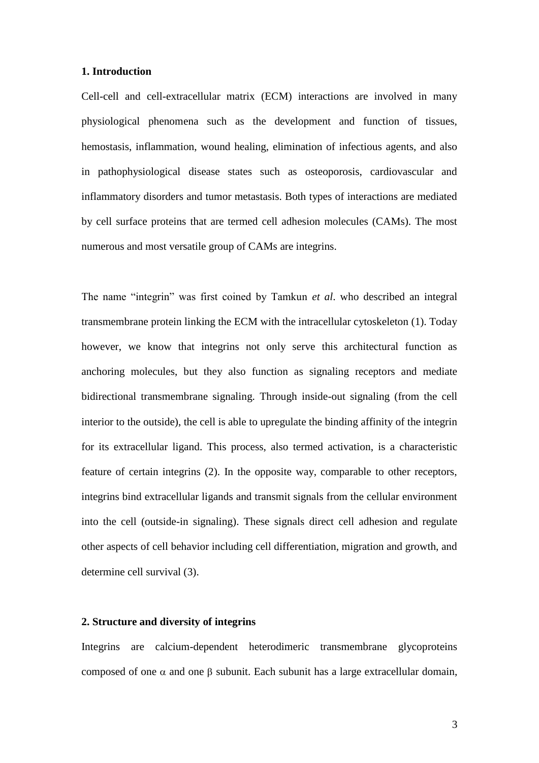## 1. Introduction

Cell-cell and cell-extracellular matrix (ECM) interactions are involved in many physiological phenomena such as the development and function of tissues, hemostasis, inflammation, wound healing, elimination of infectious agents, and also in pathophysiological disease states such as osteoporosis, cardiovascular and inflammatory disorders and tumor metastasis. Both types of interactions are mediated by cell surface proteins that are termed cell adhesion molecules (CAMs). The most numerous and most versatile group of CAMs are integrins.

The name "integrin" was first coined by Tamkun *et al*. who described an integral transmembrane protein linking the ECM with the intracellular cytoskeleton (1). Today however, we know that integrins not only serve this architectural function as anchoring molecules, but they also function as signaling receptors and mediate bidirectional transmembrane signaling. Through inside-out signaling (from the cell interior to the outside), the cell is able to upregulate the binding affinity of the integrin for its extracellular ligand. This process, also termed activation, is a characteristic feature of certain integrins (2). In the opposite way, comparable to other receptors, integrins bind extracellular ligands and transmit signals from the cellular environment into the cell (outside-in signaling). These signals direct cell adhesion and regulate other aspects of cell behavior including cell differentiation, migration and growth, and determine cell survival (3).

## 2. Structure and diversity of integrins

Integrins are calcium-dependent heterodimeric transmembrane glycoproteins composed of one $\alpha$ and one $\beta$ subunit. Each subunit has a large extracellular domain,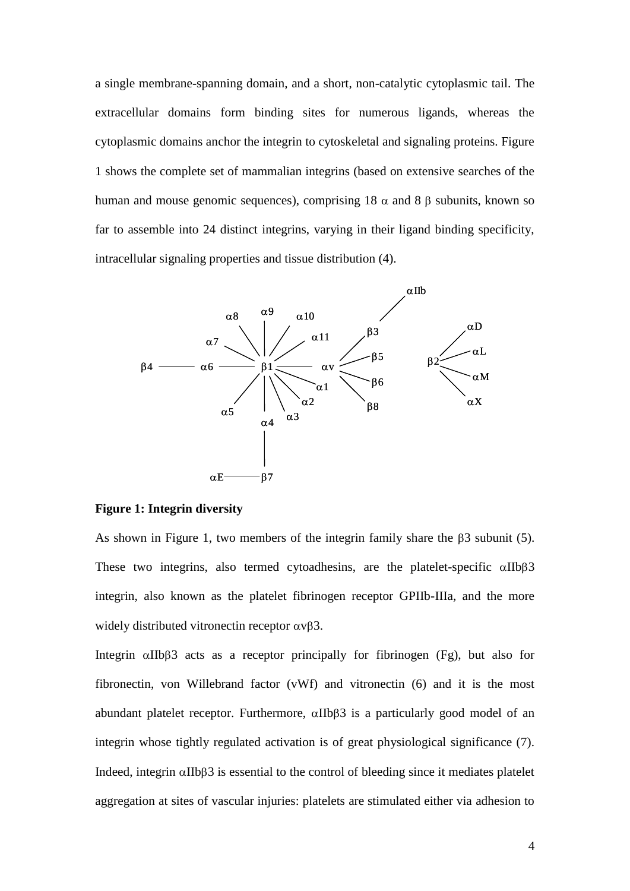a single membrane-spanning domain, and a short, non-catalytic cytoplasmic tail. The extracellular domains form binding sites for numerous ligands, whereas the cytoplasmic domains anchor the integrin to cytoskeletal and signaling proteins. Figure 1 shows the complete set of mammalian integrins (based on extensive searches of the human and mouse genomic sequences), comprising 18 $\alpha$ and 8 $\beta$ subunits, known so far to assemble into 24 distinct integrins, varying in their ligand binding specificity, intracellular signaling properties and tissue distribution (4).

**Figure 1: Integrin diversity**

As shown in Figure 1, two members of the integrin family share the $\beta$3 subunit (5). These two integrins, also termed cytoadhesins, are the platelet-specific $\alpha$IIb$\beta$3 integrin, also known as the platelet fibrinogen receptor GPIIb-IIIa, and the more widely distributed vitronectin receptor $\alpha$v$\beta$3.

Integrin $\alpha$IIb$\beta$3 acts as a receptor principally for fibrinogen (Fg), but also for fibronectin, von Willebrand factor (vWf) and vitronectin (6) and it is the most abundant platelet receptor. Furthermore, $\alpha$IIb$\beta$3 is a particularly good model of an integrin whose tightly regulated activation is of great physiological significance (7). Indeed, integrin $\alpha$IIb$\beta$3 is essential to the control of bleeding since it mediates platelet aggregation at sites of vascular injuries: platelets are stimulated either via adhesion to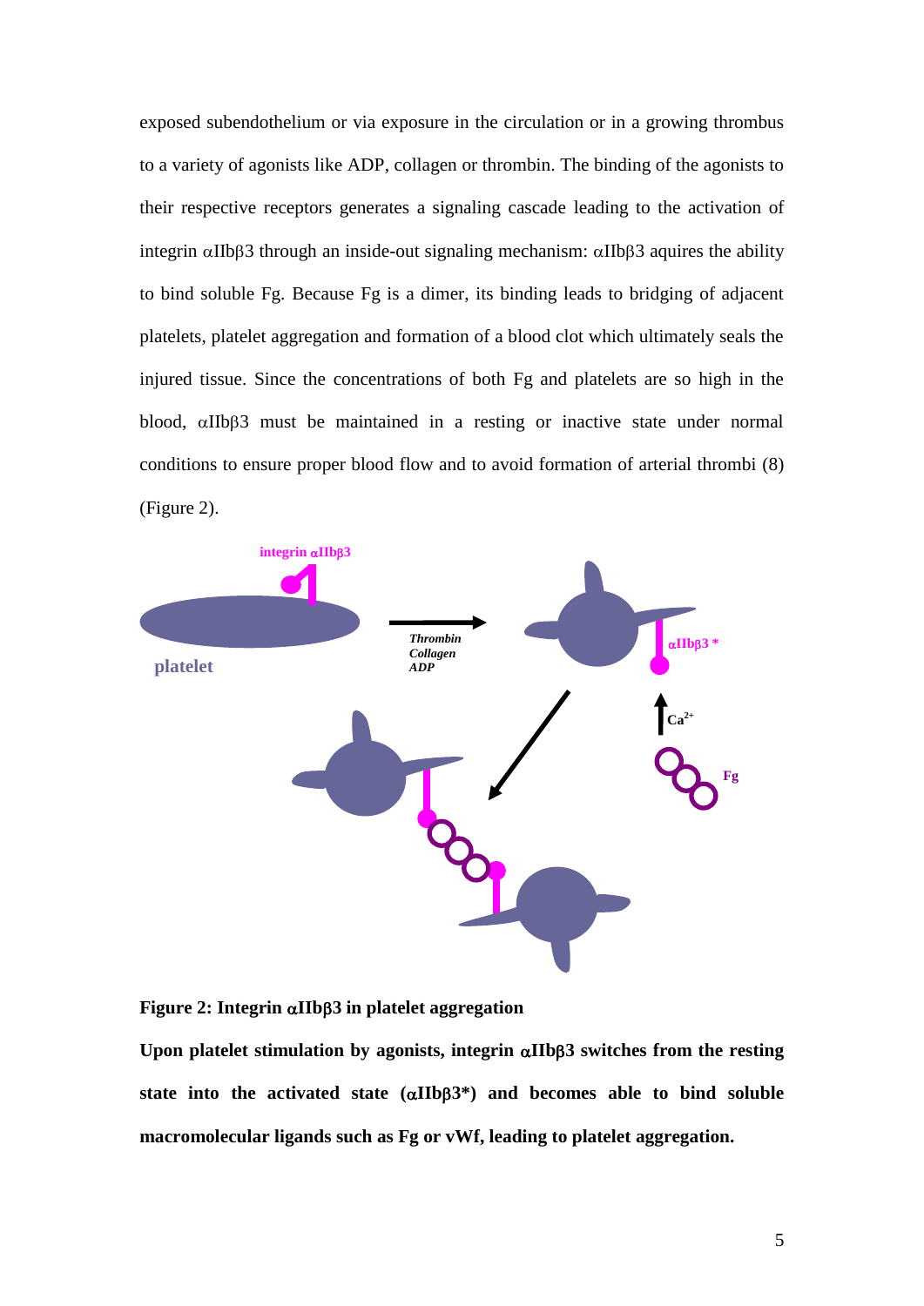exposed subendothelium or via exposure in the circulation or in a growing thrombus to a variety of agonists like ADP, collagen or thrombin. The binding of the agonists to their respective receptors generates a signaling cascade leading to the activation of integrin αIIbβ3 through an inside-out signaling mechanism: αIIbβ3 aquires the ability to bind soluble Fg. Because Fg is a dimer, its binding leads to bridging of adjacent platelets, platelet aggregation and formation of a blood clot which ultimately seals the injured tissue. Since the concentrations of both Fg and platelets are so high in the blood, αIIbβ3 must be maintained in a resting or inactive state under normal conditions to ensure proper blood flow and to avoid formation of arterial thrombi (8) (Figure 2).

**Figure 2: Integrin αIIbβ3 in platelet aggregation**

**Upon platelet stimulation by agonists, integrin αIIbβ3 switches from the resting state into the activated state (αIIbβ3*) and becomes able to bind soluble macromolecular ligands such as Fg or vWf, leading to platelet aggregation.**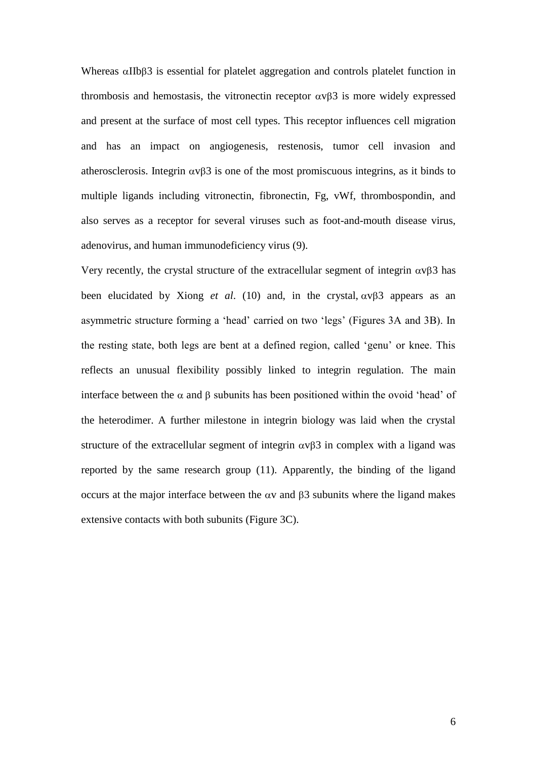Whereas αIIbβ3 is essential for platelet aggregation and controls platelet function in thrombosis and hemostasis, the vitronectin receptor αvβ3 is more widely expressed and present at the surface of most cell types. This receptor influences cell migration and has an impact on angiogenesis, restenosis, tumor cell invasion and atherosclerosis. Integrin αvβ3 is one of the most promiscuous integrins, as it binds to multiple ligands including vitronectin, fibronectin, Fg, vWf, thrombospondin, and also serves as a receptor for several viruses such as foot-and-mouth disease virus, adenovirus, and human immunodeficiency virus (9).

Very recently, the crystal structure of the extracellular segment of integrin αvβ3 has been elucidated by Xiong *et al*. (10) and, in the crystal, αvβ3 appears as an asymmetric structure forming a 'head' carried on two 'legs' (Figures 3A and 3B). In the resting state, both legs are bent at a defined region, called 'genu' or knee. This reflects an unusual flexibility possibly linked to integrin regulation. The main interface between the α and β subunits has been positioned within the ovoid 'head' of the heterodimer. A further milestone in integrin biology was laid when the crystal structure of the extracellular segment of integrin αvβ3 in complex with a ligand was reported by the same research group (11). Apparently, the binding of the ligand occurs at the major interface between the αv and β3 subunits where the ligand makes extensive contacts with both subunits (Figure 3C).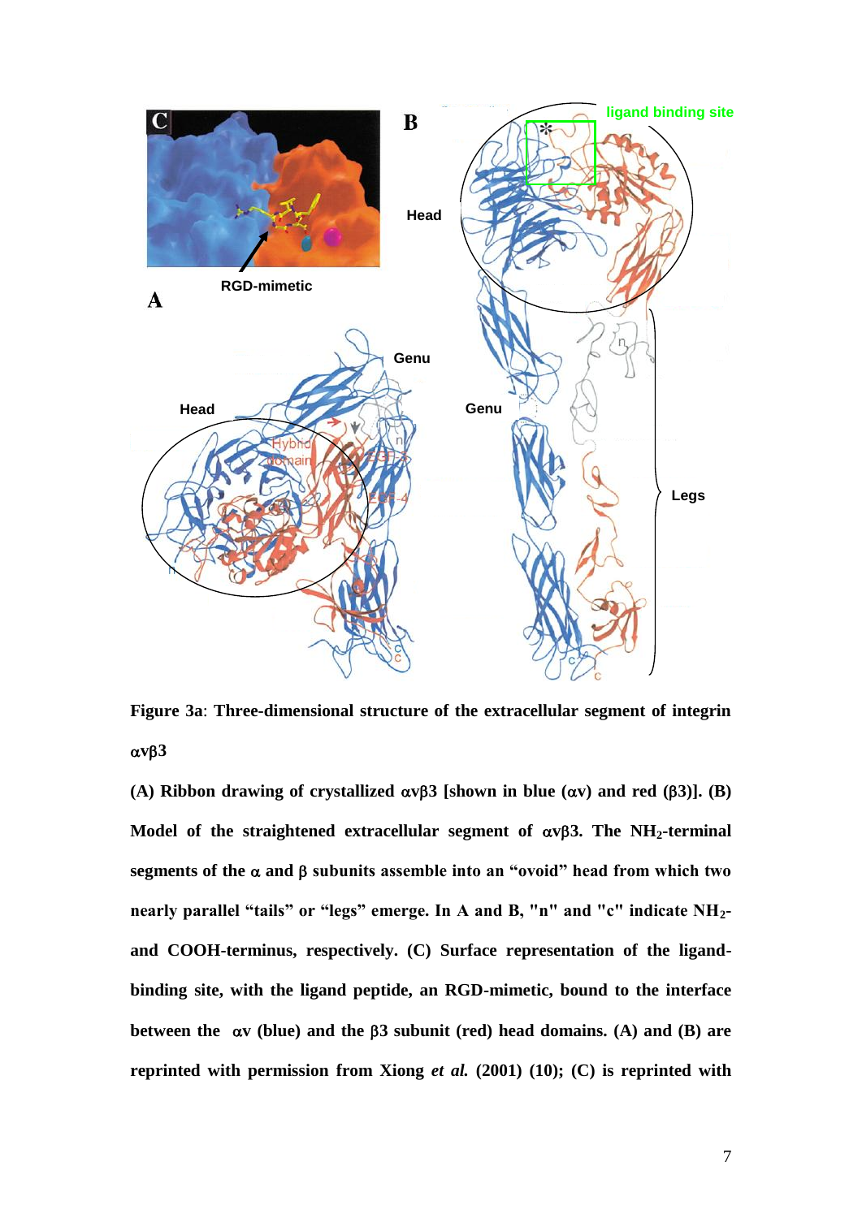**Figure 3a**: **Three-dimensional structure of the extracellular segment of integrin αvβ3**

**(A) Ribbon drawing of crystallized αvβ3 [shown in blue (αv) and red (β3)]. (B) Model of the straightened extracellular segment of αvβ3. The $NH_2$-terminal segments of the α and β subunits assemble into an "ovoid" head from which two nearly parallel "tails" or "legs" emerge. In A and B, "n" and "c" indicate $NH_2$- and COOH-terminus, respectively. (C) Surface representation of the ligand-binding site, with the ligand peptide, an RGD-mimetic, bound to the interface between the αv (blue) and the β3 subunit (red) head domains. (A) and (B) are reprinted with permission from Xiong *et al.* (2001) (10); (C) is reprinted with**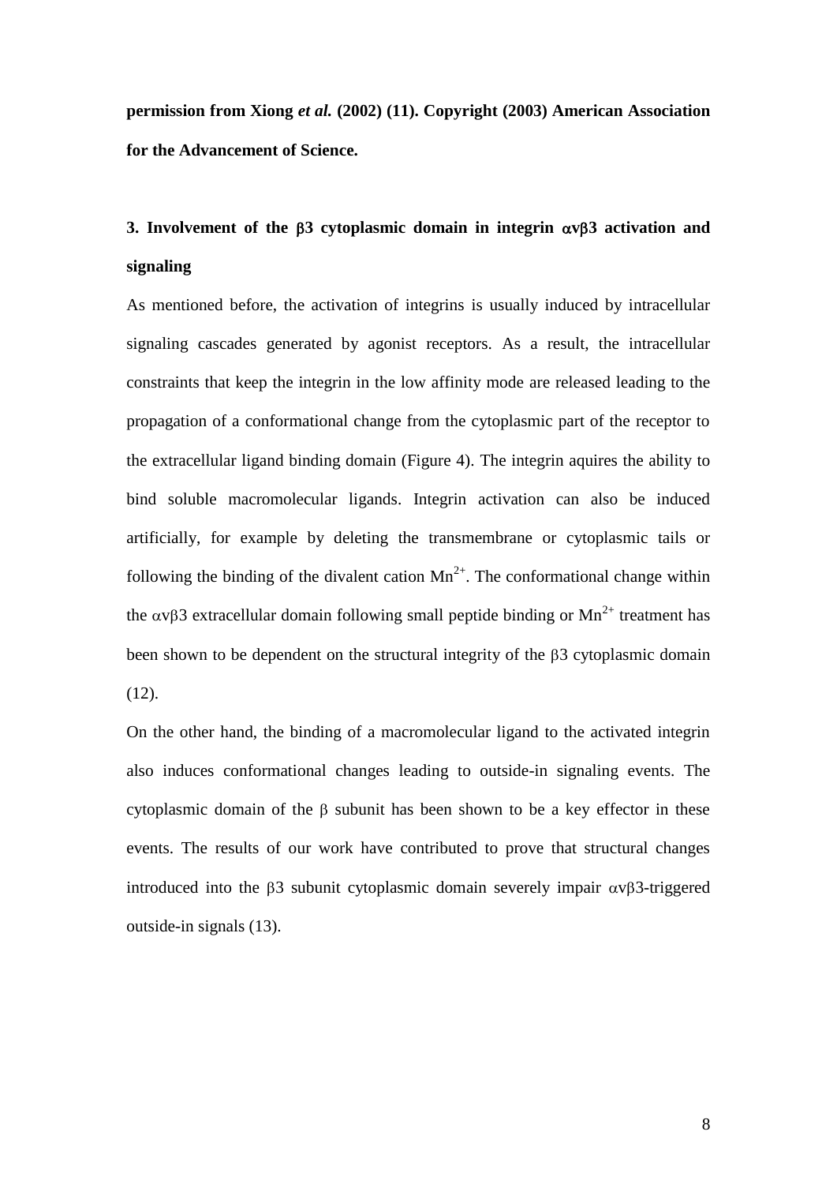**permission from Xiong *et al.* (2002) (11). Copyright (2003) American Association for the Advancement of Science.**

## 3. Involvement of the β3 cytoplasmic domain in integrin αvβ3 activation and signaling

As mentioned before, the activation of integrins is usually induced by intracellular signaling cascades generated by agonist receptors. As a result, the intracellular constraints that keep the integrin in the low affinity mode are released leading to the propagation of a conformational change from the cytoplasmic part of the receptor to the extracellular ligand binding domain (Figure 4). The integrin aquires the ability to bind soluble macromolecular ligands. Integrin activation can also be induced artificially, for example by deleting the transmembrane or cytoplasmic tails or following the binding of the divalent cation $Mn^{2+}$. The conformational change within the αvβ3 extracellular domain following small peptide binding or $Mn^{2+}$ treatment has been shown to be dependent on the structural integrity of the β3 cytoplasmic domain (12).

On the other hand, the binding of a macromolecular ligand to the activated integrin also induces conformational changes leading to outside-in signaling events. The cytoplasmic domain of the β subunit has been shown to be a key effector in these events. The results of our work have contributed to prove that structural changes introduced into the β3 subunit cytoplasmic domain severely impair αvβ3-triggered outside-in signals (13).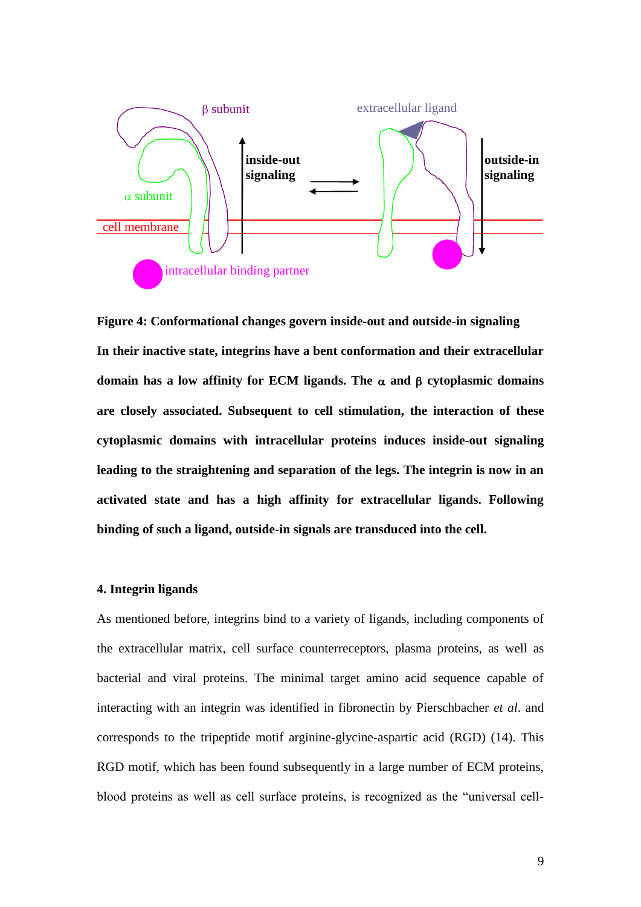**Figure 4: Conformational changes govern inside-out and outside-in signaling**

**In their inactive state, integrins have a bent conformation and their extracellular domain has a low affinity for ECM ligands. The α and β cytoplasmic domains are closely associated. Subsequent to cell stimulation, the interaction of these cytoplasmic domains with intracellular proteins induces inside-out signaling leading to the straightening and separation of the legs. The integrin is now in an activated state and has a high affinity for extracellular ligands. Following binding of such a ligand, outside-in signals are transduced into the cell.**

## 4. Integrin ligands

As mentioned before, integrins bind to a variety of ligands, including components of the extracellular matrix, cell surface counterreceptors, plasma proteins, as well as bacterial and viral proteins. The minimal target amino acid sequence capable of interacting with an integrin was identified in fibronectin by Pierschbacher *et al*. and corresponds to the tripeptide motif arginine-glycine-aspartic acid (RGD) (14). This RGD motif, which has been found subsequently in a large number of ECM proteins, blood proteins as well as cell surface proteins, is recognized as the "universal cell-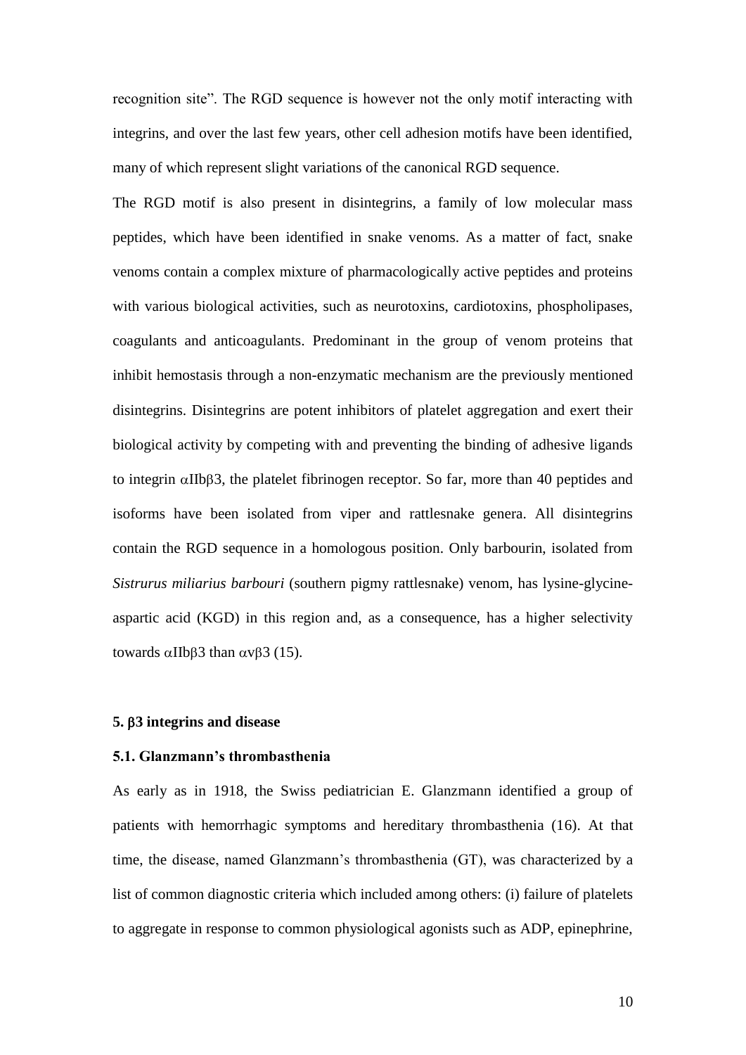recognition site". The RGD sequence is however not the only motif interacting with integrins, and over the last few years, other cell adhesion motifs have been identified, many of which represent slight variations of the canonical RGD sequence.

The RGD motif is also present in disintegrins, a family of low molecular mass peptides, which have been identified in snake venoms. As a matter of fact, snake venoms contain a complex mixture of pharmacologically active peptides and proteins with various biological activities, such as neurotoxins, cardiotoxins, phospholipases, coagulants and anticoagulants. Predominant in the group of venom proteins that inhibit hemostasis through a non-enzymatic mechanism are the previously mentioned disintegrins. Disintegrins are potent inhibitors of platelet aggregation and exert their biological activity by competing with and preventing the binding of adhesive ligands to integrin $\alpha$IIb$\beta$3, the platelet fibrinogen receptor. So far, more than 40 peptides and isoforms have been isolated from viper and rattlesnake genera. All disintegrins contain the RGD sequence in a homologous position. Only barbourin, isolated from *Sistrurus miliarius barbouri* (southern pigmy rattlesnake) venom, has lysine-glycine-aspartic acid (KGD) in this region and, as a consequence, has a higher selectivity towards $\alpha$IIb$\beta$3 than $\alpha$v$\beta$3 (15).

## 5. $\beta$3 integrins and disease

### 5.1. Glanzmann's thrombasthenia

As early as in 1918, the Swiss pediatrician E. Glanzmann identified a group of patients with hemorrhagic symptoms and hereditary thrombasthenia (16). At that time, the disease, named Glanzmann's thrombasthenia (GT), was characterized by a list of common diagnostic criteria which included among others: (i) failure of platelets to aggregate in response to common physiological agonists such as ADP, epinephrine,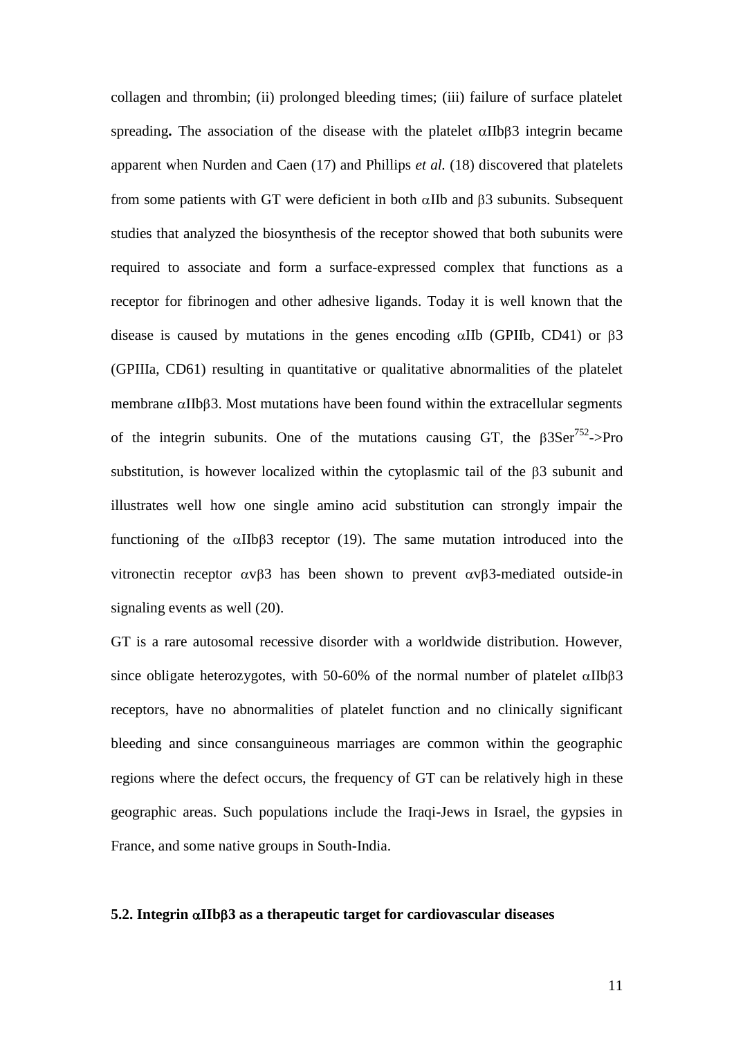collagen and thrombin; (ii) prolonged bleeding times; (iii) failure of surface platelet spreading**.** The association of the disease with the platelet αIIbβ3 integrin became apparent when Nurden and Caen (17) and Phillips *et al.* (18) discovered that platelets from some patients with GT were deficient in both αIIb and β3 subunits. Subsequent studies that analyzed the biosynthesis of the receptor showed that both subunits were required to associate and form a surface-expressed complex that functions as a receptor for fibrinogen and other adhesive ligands. Today it is well known that the disease is caused by mutations in the genes encoding αIIb (GPIIb, CD41) or β3 (GPIIIa, CD61) resulting in quantitative or qualitative abnormalities of the platelet membrane αIIbβ3. Most mutations have been found within the extracellular segments of the integrin subunits. One of the mutations causing GT, the β3Ser$^{752}$->Pro substitution, is however localized within the cytoplasmic tail of the β3 subunit and illustrates well how one single amino acid substitution can strongly impair the functioning of the αIIbβ3 receptor (19). The same mutation introduced into the vitronectin receptor αvβ3 has been shown to prevent αvβ3-mediated outside-in signaling events as well (20).

GT is a rare autosomal recessive disorder with a worldwide distribution. However, since obligate heterozygotes, with 50-60% of the normal number of platelet αIIbβ3 receptors, have no abnormalities of platelet function and no clinically significant bleeding and since consanguineous marriages are common within the geographic regions where the defect occurs, the frequency of GT can be relatively high in these geographic areas. Such populations include the Iraqi-Jews in Israel, the gypsies in France, and some native groups in South-India.

### 5.2. Integrin αIIbβ3 as a therapeutic target for cardiovascular diseases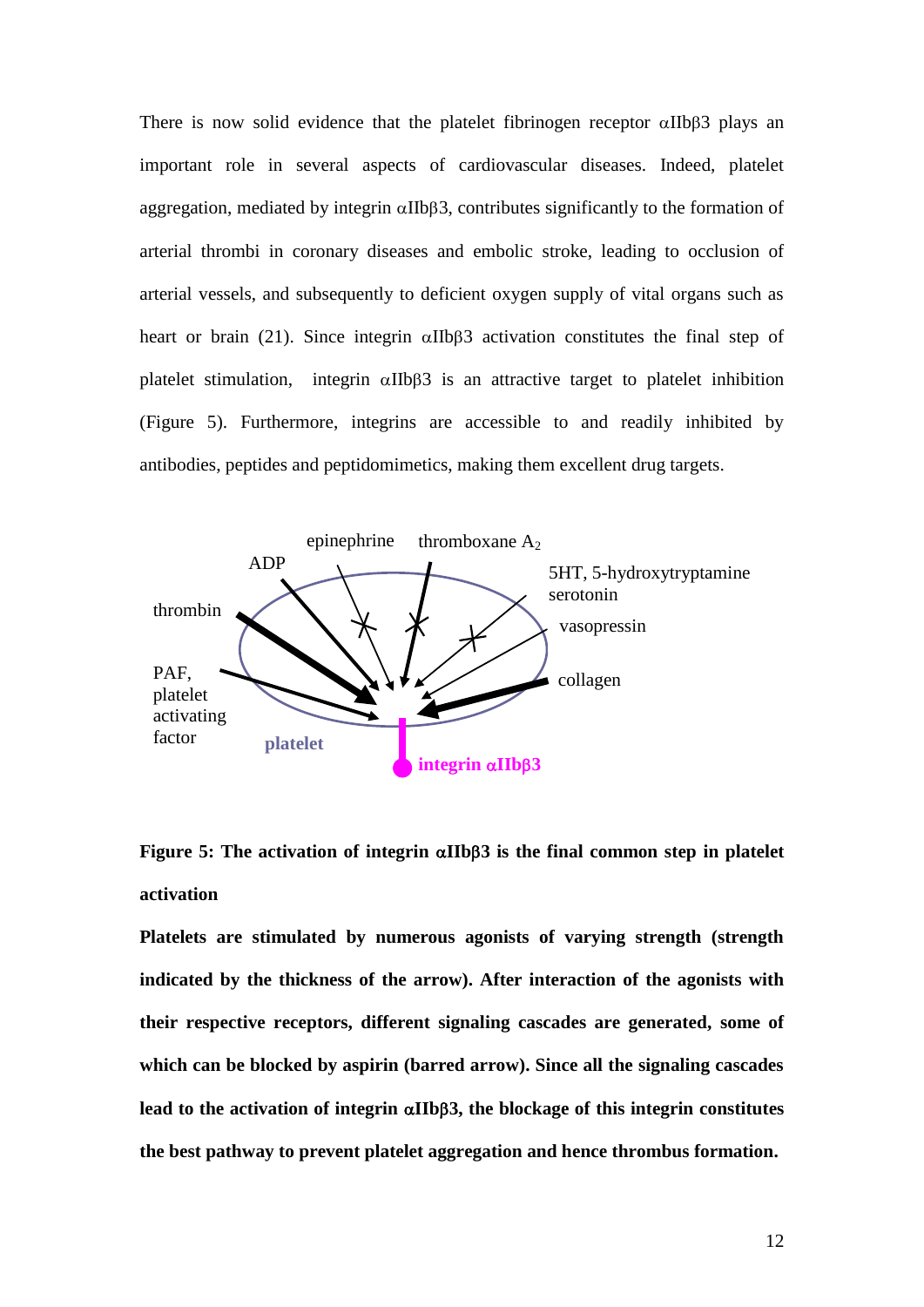There is now solid evidence that the platelet fibrinogen receptor αIIbβ3 plays an important role in several aspects of cardiovascular diseases. Indeed, platelet aggregation, mediated by integrin αIIbβ3, contributes significantly to the formation of arterial thrombi in coronary diseases and embolic stroke, leading to occlusion of arterial vessels, and subsequently to deficient oxygen supply of vital organs such as heart or brain (21). Since integrin αIIbβ3 activation constitutes the final step of platelet stimulation, integrin αIIbβ3 is an attractive target to platelet inhibition (Figure 5). Furthermore, integrins are accessible to and readily inhibited by antibodies, peptides and peptidomimetics, making them excellent drug targets.

**Figure 5: The activation of integrin αIIbβ3 is the final common step in platelet activation**

**Platelets are stimulated by numerous agonists of varying strength (strength indicated by the thickness of the arrow). After interaction of the agonists with their respective receptors, different signaling cascades are generated, some of which can be blocked by aspirin (barred arrow). Since all the signaling cascades lead to the activation of integrin αIIbβ3, the blockage of this integrin constitutes the best pathway to prevent platelet aggregation and hence thrombus formation.**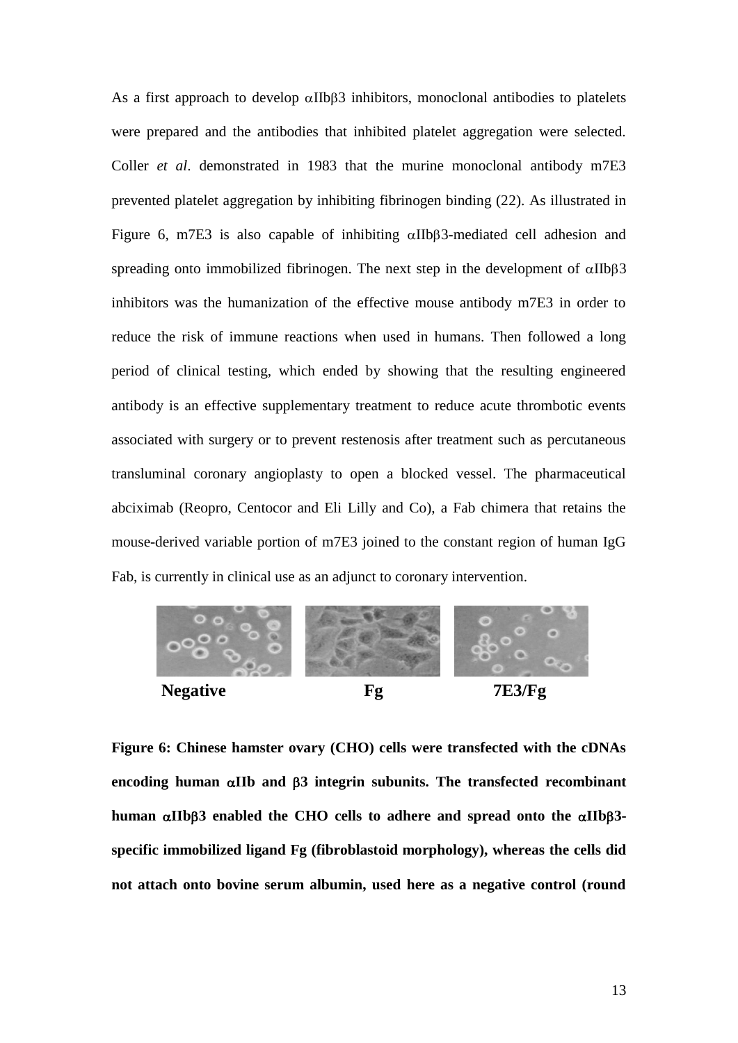As a first approach to develop αIIbβ3 inhibitors, monoclonal antibodies to platelets were prepared and the antibodies that inhibited platelet aggregation were selected. Coller *et al*. demonstrated in 1983 that the murine monoclonal antibody m7E3 prevented platelet aggregation by inhibiting fibrinogen binding (22). As illustrated in Figure 6, m7E3 is also capable of inhibiting αIIbβ3-mediated cell adhesion and spreading onto immobilized fibrinogen. The next step in the development of αIIbβ3 inhibitors was the humanization of the effective mouse antibody m7E3 in order to reduce the risk of immune reactions when used in humans. Then followed a long period of clinical testing, which ended by showing that the resulting engineered antibody is an effective supplementary treatment to reduce acute thrombotic events associated with surgery or to prevent restenosis after treatment such as percutaneous transluminal coronary angioplasty to open a blocked vessel. The pharmaceutical abciximab (Reopro, Centocor and Eli Lilly and Co), a Fab chimera that retains the mouse-derived variable portion of m7E3 joined to the constant region of human IgG Fab, is currently in clinical use as an adjunct to coronary intervention.

**Negative** **Fg** **7E3/Fg**

**Figure 6: Chinese hamster ovary (CHO) cells were transfected with the cDNAs encoding human αIIb and β3 integrin subunits. The transfected recombinant human αIIbβ3 enabled the CHO cells to adhere and spread onto the αIIbβ3-specific immobilized ligand Fg (fibroblastoid morphology), whereas the cells did not attach onto bovine serum albumin, used here as a negative control (round**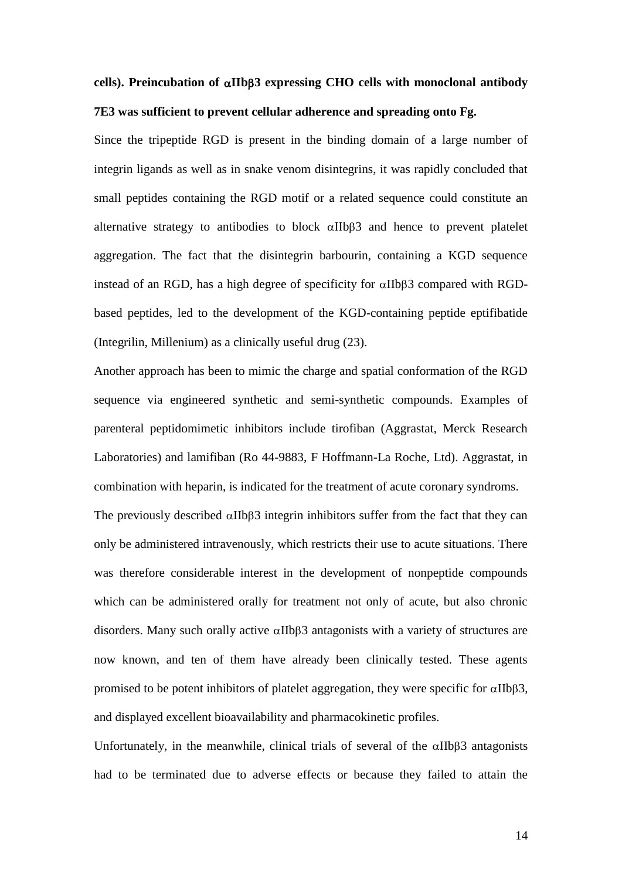**cells). Preincubation of αIIbβ3 expressing CHO cells with monoclonal antibody 7E3 was sufficient to prevent cellular adherence and spreading onto Fg.**

Since the tripeptide RGD is present in the binding domain of a large number of integrin ligands as well as in snake venom disintegrins, it was rapidly concluded that small peptides containing the RGD motif or a related sequence could constitute an alternative strategy to antibodies to block αIIbβ3 and hence to prevent platelet aggregation. The fact that the disintegrin barbourin, containing a KGD sequence instead of an RGD, has a high degree of specificity for αIIbβ3 compared with RGD-based peptides, led to the development of the KGD-containing peptide eptifibatide (Integrilin, Millenium) as a clinically useful drug (23).

Another approach has been to mimic the charge and spatial conformation of the RGD sequence via engineered synthetic and semi-synthetic compounds. Examples of parenteral peptidomimetic inhibitors include tirofiban (Aggrastat, Merck Research Laboratories) and lamifiban (Ro 44-9883, F Hoffmann-La Roche, Ltd). Aggrastat, in combination with heparin, is indicated for the treatment of acute coronary syndroms.

The previously described αIIbβ3 integrin inhibitors suffer from the fact that they can only be administered intravenously, which restricts their use to acute situations. There was therefore considerable interest in the development of nonpeptide compounds which can be administered orally for treatment not only of acute, but also chronic disorders. Many such orally active αIIbβ3 antagonists with a variety of structures are now known, and ten of them have already been clinically tested. These agents promised to be potent inhibitors of platelet aggregation, they were specific for αIIbβ3, and displayed excellent bioavailability and pharmacokinetic profiles.

Unfortunately, in the meanwhile, clinical trials of several of the αIIbβ3 antagonists had to be terminated due to adverse effects or because they failed to attain the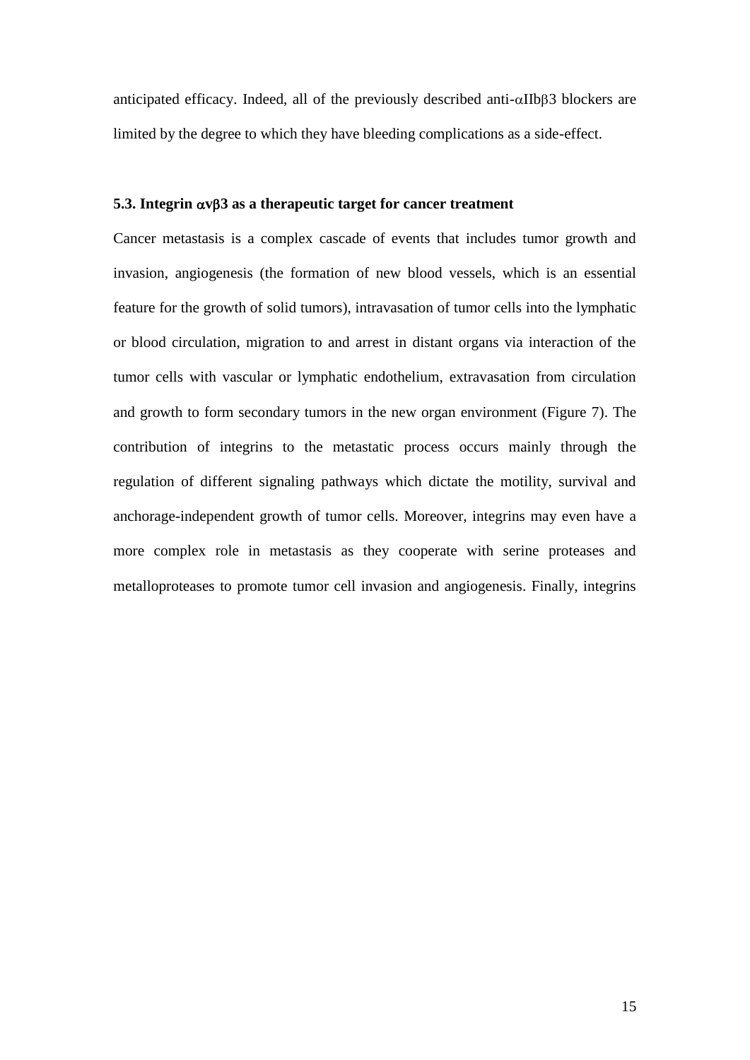anticipated efficacy. Indeed, all of the previously described anti-$\alpha$IIb$\beta$3 blockers are limited by the degree to which they have bleeding complications as a side-effect.

### 5.3. Integrin $\alpha$v$\beta$3 as a therapeutic target for cancer treatment

Cancer metastasis is a complex cascade of events that includes tumor growth and invasion, angiogenesis (the formation of new blood vessels, which is an essential feature for the growth of solid tumors), intravasation of tumor cells into the lymphatic or blood circulation, migration to and arrest in distant organs via interaction of the tumor cells with vascular or lymphatic endothelium, extravasation from circulation and growth to form secondary tumors in the new organ environment (Figure 7). The contribution of integrins to the metastatic process occurs mainly through the regulation of different signaling pathways which dictate the motility, survival and anchorage-independent growth of tumor cells. Moreover, integrins may even have a more complex role in metastasis as they cooperate with serine proteases and metalloproteases to promote tumor cell invasion and angiogenesis. Finally, integrins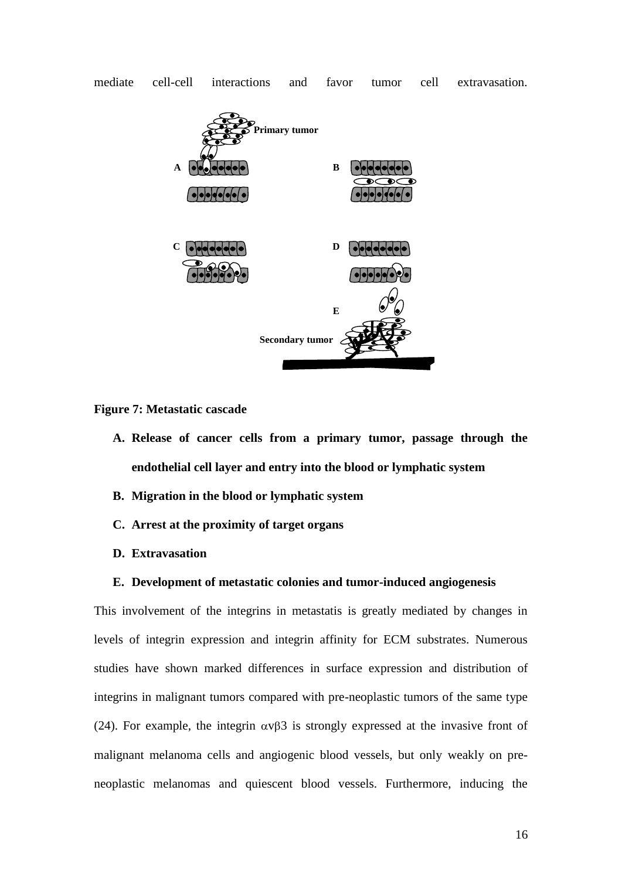mediate cell-cell interactions and favor tumor cell extravasation.

**Figure 7: Metastatic cascade**

A. **Release of cancer cells from a primary tumor, passage through the endothelial cell layer and entry into the blood or lymphatic system**
B. **Migration in the blood or lymphatic system**
C. **Arrest at the proximity of target organs**
D. **Extravasation**
E. **Development of metastatic colonies and tumor-induced angiogenesis**

This involvement of the integrins in metastatis is greatly mediated by changes in levels of integrin expression and integrin affinity for ECM substrates. Numerous studies have shown marked differences in surface expression and distribution of integrins in malignant tumors compared with pre-neoplastic tumors of the same type (24). For example, the integrin $\alpha v\beta 3$ is strongly expressed at the invasive front of malignant melanoma cells and angiogenic blood vessels, but only weakly on pre-neoplastic melanomas and quiescent blood vessels. Furthermore, inducing the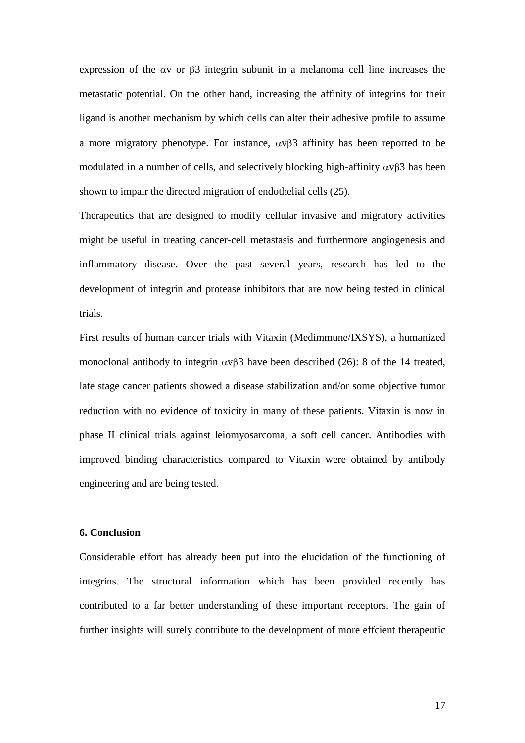expression of the $\alpha$v or $\beta$3 integrin subunit in a melanoma cell line increases the metastatic potential. On the other hand, increasing the affinity of integrins for their ligand is another mechanism by which cells can alter their adhesive profile to assume a more migratory phenotype. For instance, $\alpha$v$\beta$3 affinity has been reported to be modulated in a number of cells, and selectively blocking high-affinity $\alpha$v$\beta$3 has been shown to impair the directed migration of endothelial cells (25).

Therapeutics that are designed to modify cellular invasive and migratory activities might be useful in treating cancer-cell metastasis and furthermore angiogenesis and inflammatory disease. Over the past several years, research has led to the development of integrin and protease inhibitors that are now being tested in clinical trials.

First results of human cancer trials with Vitaxin (Medimmune/IXSYS), a humanized monoclonal antibody to integrin $\alpha$v$\beta$3 have been described (26): 8 of the 14 treated, late stage cancer patients showed a disease stabilization and/or some objective tumor reduction with no evidence of toxicity in many of these patients. Vitaxin is now in phase II clinical trials against leiomyosarcoma, a soft cell cancer. Antibodies with improved binding characteristics compared to Vitaxin were obtained by antibody engineering and are being tested.

### 6. Conclusion

Considerable effort has already been put into the elucidation of the functioning of integrins. The structural information which has been provided recently has contributed to a far better understanding of these important receptors. The gain of further insights will surely contribute to the development of more effcient therapeutic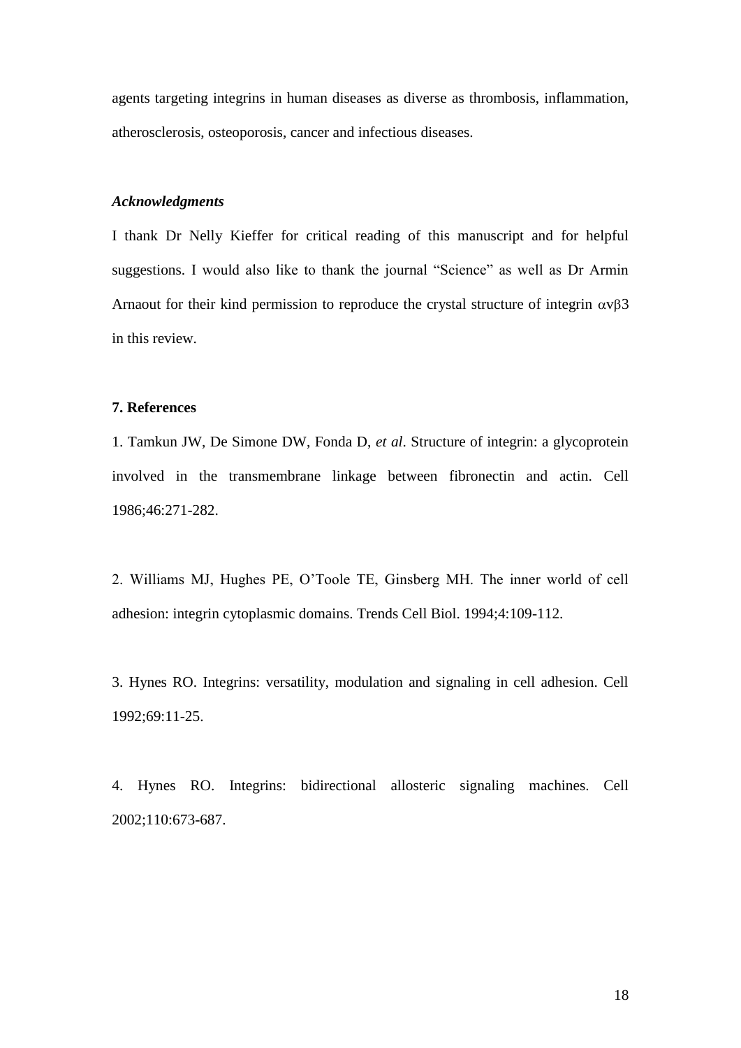agents targeting integrins in human diseases as diverse as thrombosis, inflammation, atherosclerosis, osteoporosis, cancer and infectious diseases.

### *Acknowledgments*

I thank Dr Nelly Kieffer for critical reading of this manuscript and for helpful suggestions. I would also like to thank the journal "Science" as well as Dr Armin Arnaout for their kind permission to reproduce the crystal structure of integrin $\alpha v\beta 3$ in this review.

## 7. References

1. Tamkun JW, De Simone DW, Fonda D, *et al*. Structure of integrin: a glycoprotein involved in the transmembrane linkage between fibronectin and actin. Cell 1986;46:271-282.

2. Williams MJ, Hughes PE, O'Toole TE, Ginsberg MH. The inner world of cell adhesion: integrin cytoplasmic domains. Trends Cell Biol. 1994;4:109-112.

3. Hynes RO. Integrins: versatility, modulation and signaling in cell adhesion. Cell 1992;69:11-25.

4. Hynes RO. Integrins: bidirectional allosteric signaling machines. Cell 2002;110:673-687.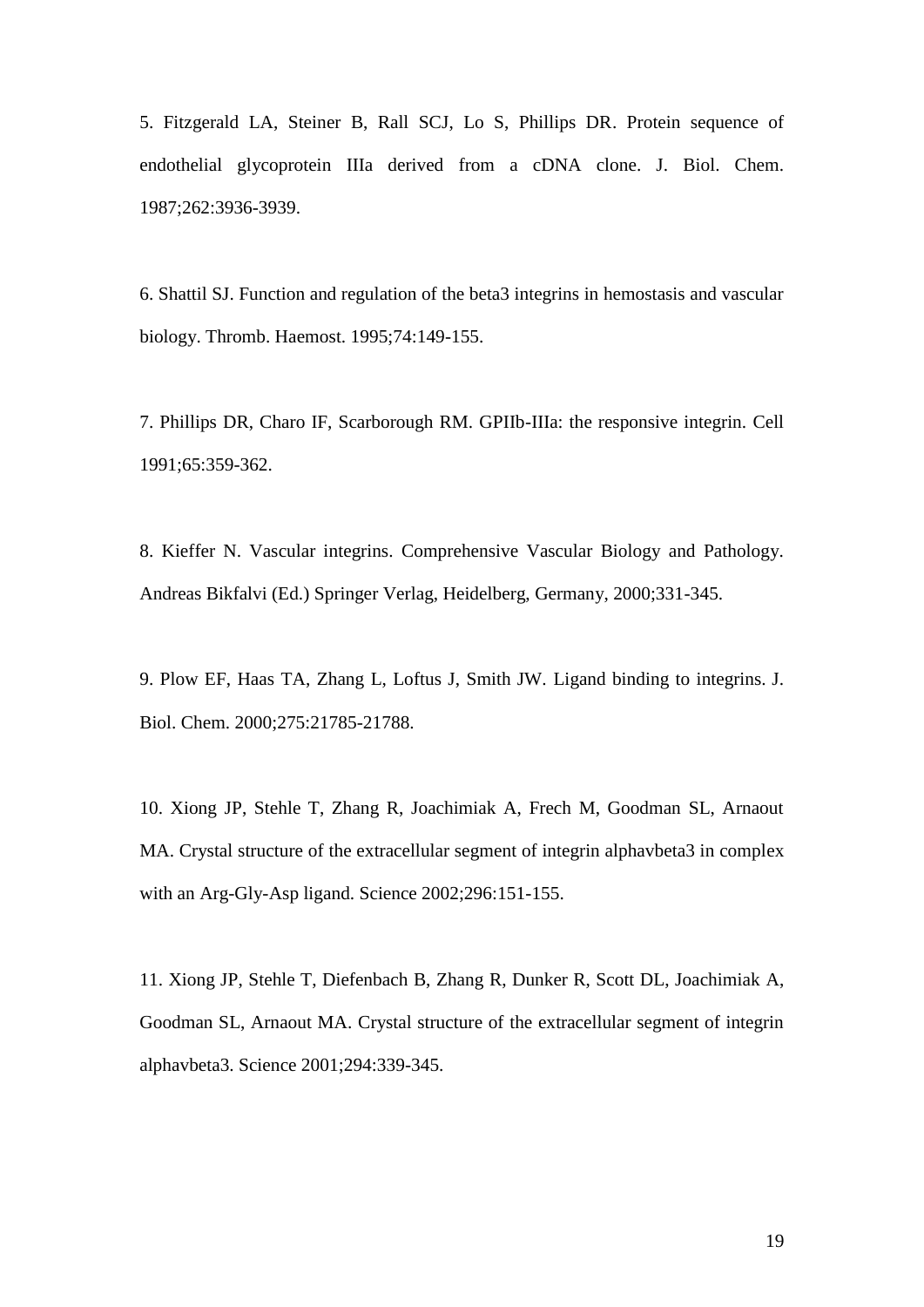5. Fitzgerald LA, Steiner B, Rall SCJ, Lo S, Phillips DR. Protein sequence of endothelial glycoprotein IIIa derived from a cDNA clone. J. Biol. Chem. 1987;262:3936-3939.

6. Shattil SJ. Function and regulation of the beta3 integrins in hemostasis and vascular biology. Thromb. Haemost. 1995;74:149-155.

7. Phillips DR, Charo IF, Scarborough RM. GPIIb-IIIa: the responsive integrin. Cell 1991;65:359-362.

8. Kieffer N. Vascular integrins. Comprehensive Vascular Biology and Pathology. Andreas Bikfalvi (Ed.) Springer Verlag, Heidelberg, Germany, 2000;331-345.

9. Plow EF, Haas TA, Zhang L, Loftus J, Smith JW. Ligand binding to integrins. J. Biol. Chem. 2000;275:21785-21788.

10. Xiong JP, Stehle T, Zhang R, Joachimiak A, Frech M, Goodman SL, Arnaout MA. Crystal structure of the extracellular segment of integrin alphavbeta3 in complex with an Arg-Gly-Asp ligand. Science 2002;296:151-155.

11. Xiong JP, Stehle T, Diefenbach B, Zhang R, Dunker R, Scott DL, Joachimiak A, Goodman SL, Arnaout MA. Crystal structure of the extracellular segment of integrin alphavbeta3. Science 2001;294:339-345.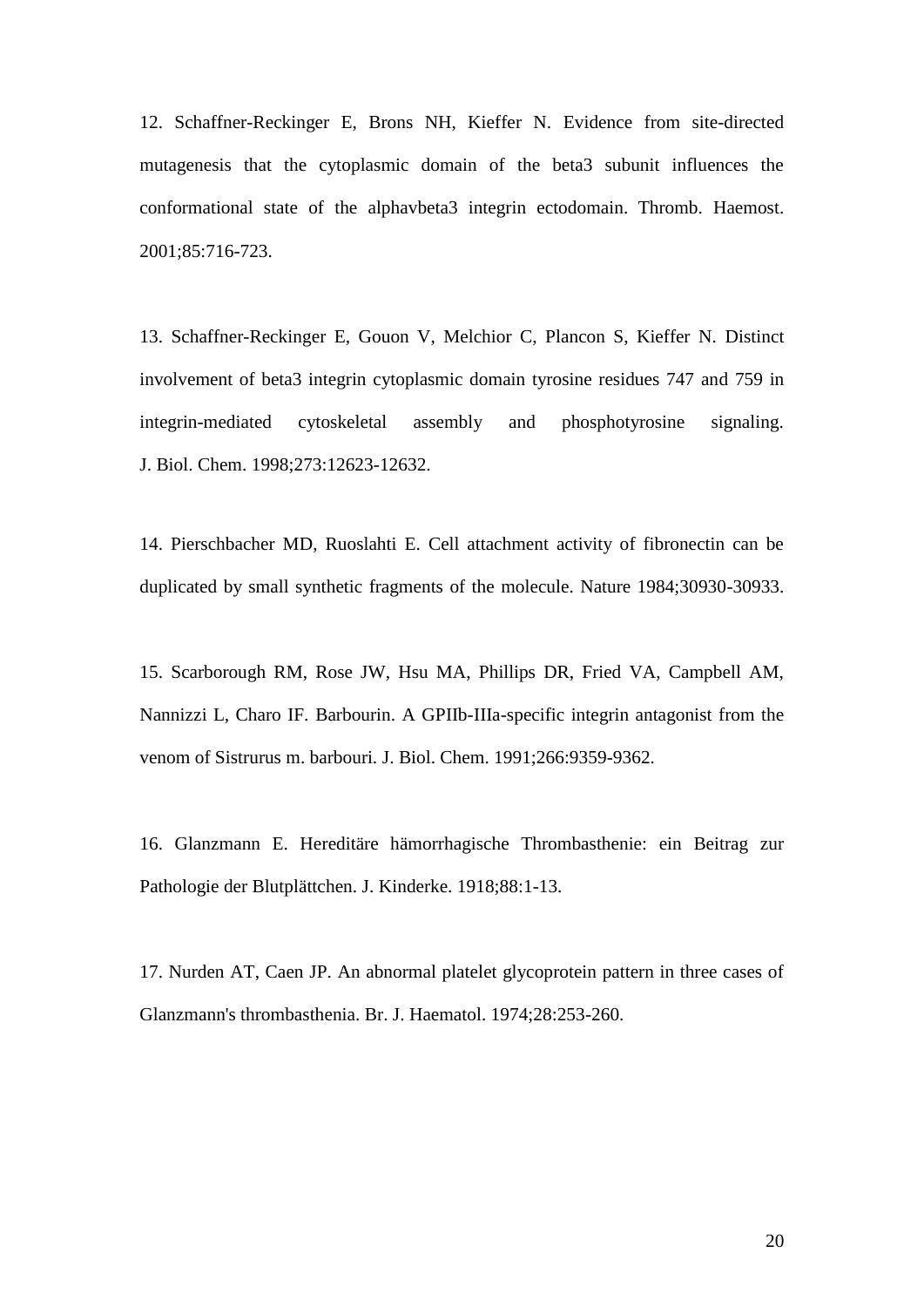12. Schaffner-Reckinger E, Brons NH, Kieffer N. Evidence from site-directed mutagenesis that the cytoplasmic domain of the beta3 subunit influences the conformational state of the alphavbeta3 integrin ectodomain. Thromb. Haemost. 2001;85:716-723.

13. Schaffner-Reckinger E, Gouon V, Melchior C, Plancon S, Kieffer N. Distinct involvement of beta3 integrin cytoplasmic domain tyrosine residues 747 and 759 in integrin-mediated cytoskeletal assembly and phosphotyrosine signaling. J. Biol. Chem. 1998;273:12623-12632.

14. Pierschbacher MD, Ruoslahti E. Cell attachment activity of fibronectin can be duplicated by small synthetic fragments of the molecule. Nature 1984;30930-30933.

15. Scarborough RM, Rose JW, Hsu MA, Phillips DR, Fried VA, Campbell AM, Nannizzi L, Charo IF. Barbourin. A GPIIb-IIIa-specific integrin antagonist from the venom of Sistrurus m. barbouri. J. Biol. Chem. 1991;266:9359-9362.

16. Glanzmann E. Hereditäre hämorrhagische Thrombasthenie: ein Beitrag zur Pathologie der Blutplättchen. J. Kinderke. 1918;88:1-13.

17. Nurden AT, Caen JP. An abnormal platelet glycoprotein pattern in three cases of Glanzmann's thrombasthenia. Br. J. Haematol. 1974;28:253-260.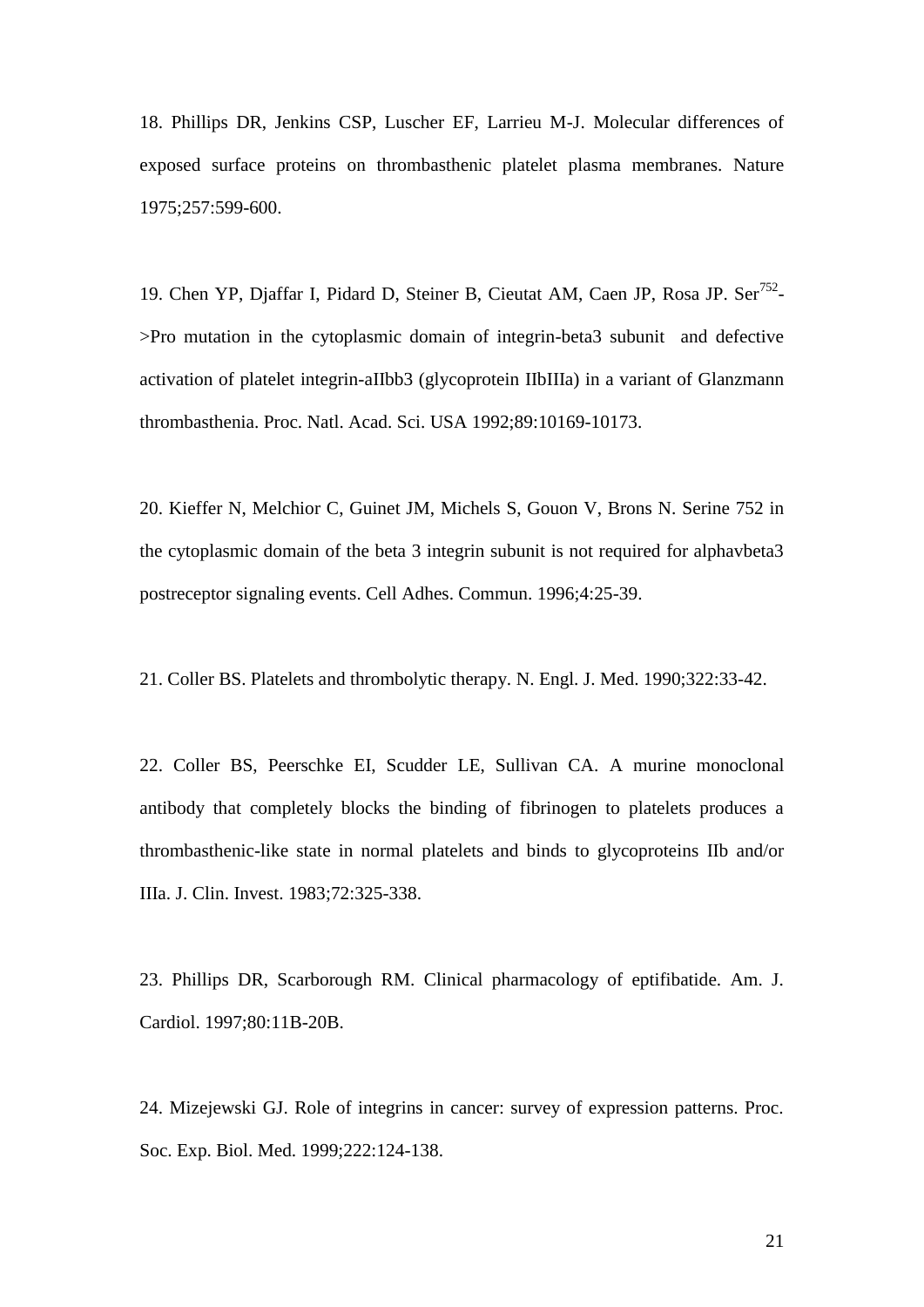18. Phillips DR, Jenkins CSP, Luscher EF, Larrieu M-J. Molecular differences of exposed surface proteins on thrombasthenic platelet plasma membranes. Nature 1975;257:599-600.

19. Chen YP, Djaffar I, Pidard D, Steiner B, Cieutat AM, Caen JP, Rosa JP. $Ser^{752}$->Pro mutation in the cytoplasmic domain of integrin-beta3 subunit and defective activation of platelet integrin-aIIbb3 (glycoprotein IIbIIIa) in a variant of Glanzmann thrombasthenia. Proc. Natl. Acad. Sci. USA 1992;89:10169-10173.

20. Kieffer N, Melchior C, Guinet JM, Michels S, Gouon V, Brons N. Serine 752 in the cytoplasmic domain of the beta 3 integrin subunit is not required for alphavbeta3 postreceptor signaling events. Cell Adhes. Commun. 1996;4:25-39.

21. Coller BS. Platelets and thrombolytic therapy. N. Engl. J. Med. 1990;322:33-42.

22. Coller BS, Peerschke EI, Scudder LE, Sullivan CA. A murine monoclonal antibody that completely blocks the binding of fibrinogen to platelets produces a thrombasthenic-like state in normal platelets and binds to glycoproteins IIb and/or IIIa. J. Clin. Invest. 1983;72:325-338.

23. Phillips DR, Scarborough RM. Clinical pharmacology of eptifibatide. Am. J. Cardiol. 1997;80:11B-20B.

24. Mizejewski GJ. Role of integrins in cancer: survey of expression patterns. Proc. Soc. Exp. Biol. Med. 1999;222:124-138.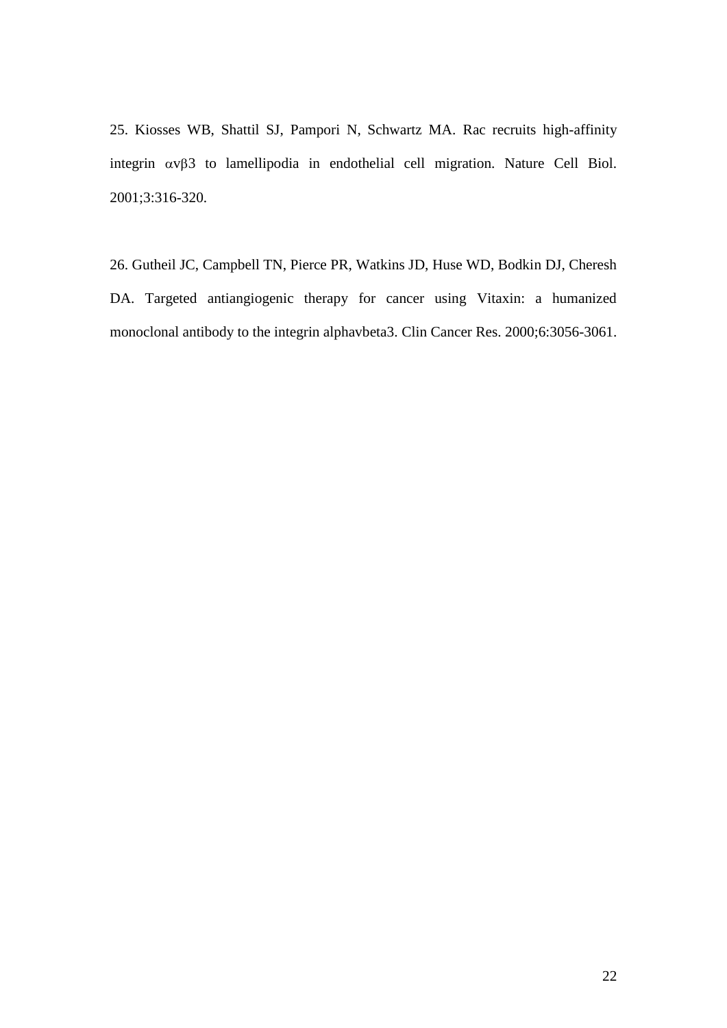25. Kiosses WB, Shattil SJ, Pampori N, Schwartz MA. Rac recruits high-affinity integrin $\alpha v\beta 3$ to lamellipodia in endothelial cell migration. Nature Cell Biol. 2001;3:316-320.

26. Gutheil JC, Campbell TN, Pierce PR, Watkins JD, Huse WD, Bodkin DJ, Cheresh DA. Targeted antiangiogenic therapy for cancer using Vitaxin: a humanized monoclonal antibody to the integrin alphavbeta3. Clin Cancer Res. 2000;6:3056-3061.